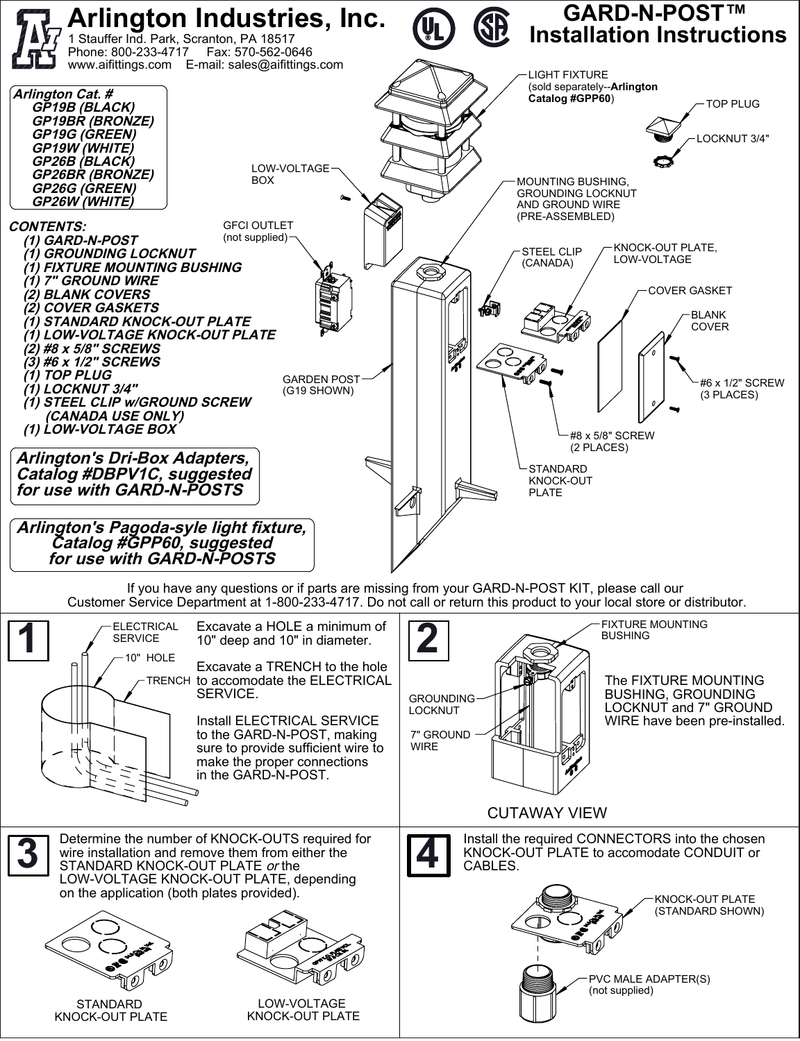# Arlington Industries, Inc.

1 Stauffer Ind. Park, Scranton, PA 18517
Phone: 800-233-4717 Fax: 570-562-0646
www.aifittings.com E-mail: sales@aifittings.com

# GARD-N-POST™ Installation Instructions

***Arlington Cat. #***
- ***GP19B (BLACK)***
- ***GP19BR (BRONZE)***
- ***GP19G (GREEN)***
- ***GP19W (WHITE)***
- ***GP26B (BLACK)***
- ***GP26BR (BRONZE)***
- ***GP26G (GREEN)***
- ***GP26W (WHITE)***

***CONTENTS:***
- ***(1) GARD-N-POST***
- ***(1) GROUNDING LOCKNUT***
- ***(1) FIXTURE MOUNTING BUSHING***
- ***(1) 7" GROUND WIRE***
- ***(2) BLANK COVERS***
- ***(2) COVER GASKETS***
- ***(1) STANDARD KNOCK-OUT PLATE***
- ***(1) LOW-VOLTAGE KNOCK-OUT PLATE***
- ***(2) #8 x 5/8" SCREWS***
- ***(3) #6 x 1/2" SCREWS***
- ***(1) TOP PLUG***
- ***(1) LOCKNUT 3/4"***
- ***(1) STEEL CLIP w/GROUND SCREW (CANADA USE ONLY)***
- ***(1) LOW-VOLTAGE BOX***

***Arlington's Dri-Box Adapters, Catalog #DBPV1C, suggested for use with GARD-N-POSTS***

***Arlington's Pagoda-syle light fixture, Catalog #GPP60, suggested for use with GARD-N-POSTS***

LIGHT FIXTURE (sold separately--**Arlington Catalog #GPP60**)
TOP PLUG
LOCKNUT 3/4"
LOW-VOLTAGE BOX
MOUNTING BUSHING, GROUNDING LOCKNUT AND GROUND WIRE (PRE-ASSEMBLED)
GFCI OUTLET (not supplied)
STEEL CLIP (CANADA)
KNOCK-OUT PLATE, LOW-VOLTAGE
COVER GASKET
BLANK COVER
#6 x 1/2" SCREW (3 PLACES)
GARDEN POST (G19 SHOWN)
#8 x 5/8" SCREW (2 PLACES)
STANDARD KNOCK-OUT PLATE

If you have any questions or if parts are missing from your GARD-N-POST KIT, please call our Customer Service Department at 1-800-233-4717. Do not call or return this product to your local store or distributor.

## 1

ELECTRICAL SERVICE
10" HOLE
TRENCH

Excavate a HOLE a minimum of 10" deep and 10" in diameter.

Excavate a TRENCH to the hole to accomodate the ELECTRICAL SERVICE.

Install ELECTRICAL SERVICE to the GARD-N-POST, making sure to provide sufficient wire to make the proper connections in the GARD-N-POST.

## 2

FIXTURE MOUNTING BUSHING
GROUNDING LOCKNUT
7" GROUND WIRE

The FIXTURE MOUNTING BUSHING, GROUNDING LOCKNUT and 7" GROUND WIRE have been pre-installed.

CUTAWAY VIEW

## 3

Determine the number of KNOCK-OUTS required for wire installation and remove them from either the STANDARD KNOCK-OUT PLATE *or* the LOW-VOLTAGE KNOCK-OUT PLATE, depending on the application (both plates provided).

STANDARD KNOCK-OUT PLATE
LOW-VOLTAGE KNOCK-OUT PLATE

## 4

Install the required CONNECTORS into the chosen KNOCK-OUT PLATE to accomodate CONDUIT or CABLES.

KNOCK-OUT PLATE (STANDARD SHOWN)
PVC MALE ADAPTER(S) (not supplied)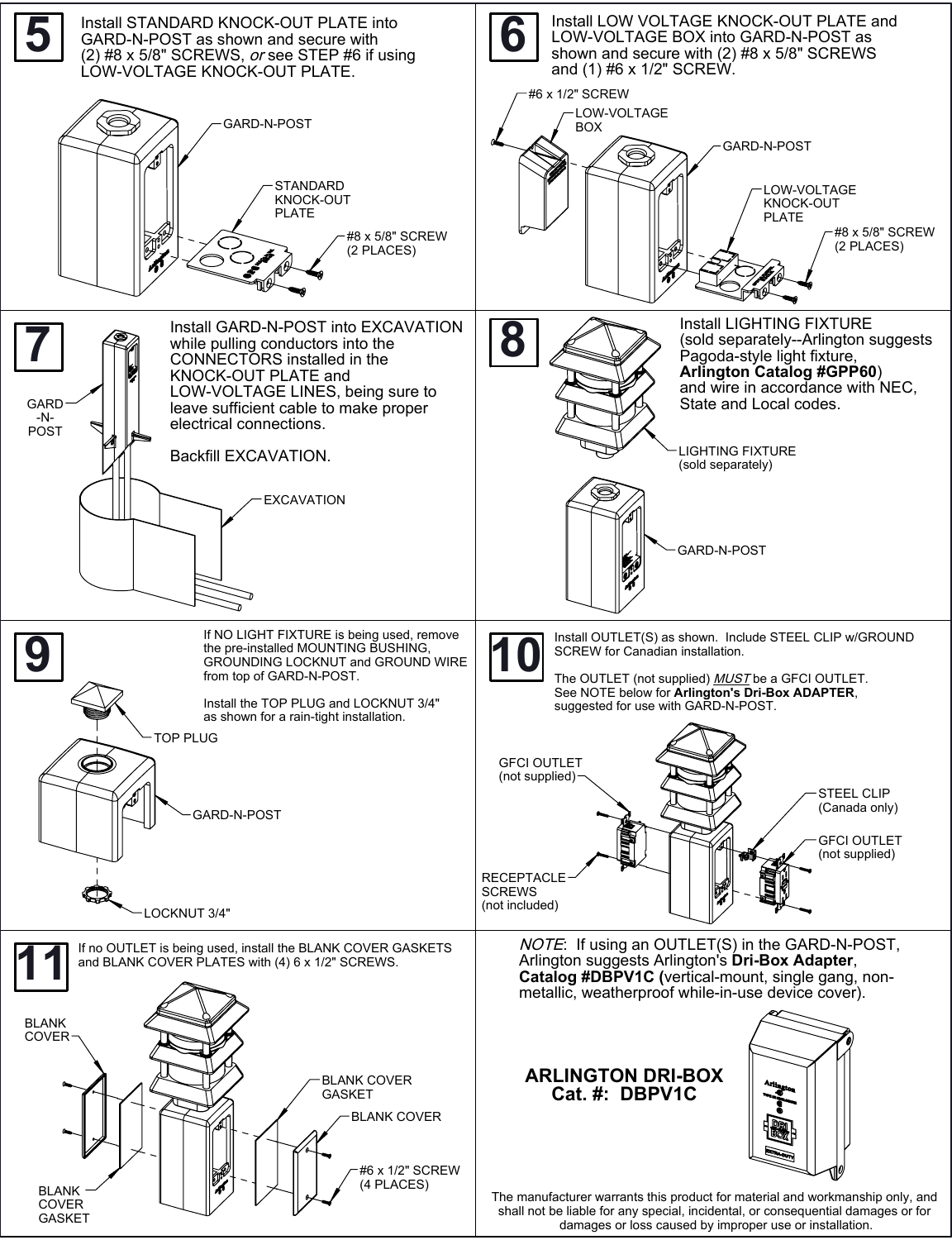## 5

Install STANDARD KNOCK-OUT PLATE into GARD-N-POST as shown and secure with (2) #8 x 5/8" SCREWS, *or* see STEP #6 if using LOW-VOLTAGE KNOCK-OUT PLATE.

GARD-N-POST

STANDARD KNOCK-OUT PLATE

#8 x 5/8" SCREW (2 PLACES)

## 6

Install LOW VOLTAGE KNOCK-OUT PLATE and LOW-VOLTAGE BOX into GARD-N-POST as shown and secure with (2) #8 x 5/8" SCREWS and (1) #6 x 1/2" SCREW.

#6 x 1/2" SCREW

LOW-VOLTAGE BOX

GARD-N-POST

LOW-VOLTAGE KNOCK-OUT PLATE

#8 x 5/8" SCREW (2 PLACES)

## 7

Install GARD-N-POST into EXCAVATION while pulling conductors into the CONNECTORS installed in the KNOCK-OUT PLATE and LOW-VOLTAGE LINES, being sure to leave sufficient cable to make proper electrical connections.

Backfill EXCAVATION.

GARD-N-POST

EXCAVATION

## 8

Install LIGHTING FIXTURE (sold separately--Arlington suggests Pagoda-style light fixture, **Arlington Catalog #GPP60**) and wire in accordance with NEC, State and Local codes.

LIGHTING FIXTURE (sold separately)

GARD-N-POST

## 9

If NO LIGHT FIXTURE is being used, remove the pre-installed MOUNTING BUSHING, GROUNDING LOCKNUT and GROUND WIRE from top of GARD-N-POST.

Install the TOP PLUG and LOCKNUT 3/4" as shown for a rain-tight installation.

TOP PLUG

GARD-N-POST

LOCKNUT 3/4"

## 10

Install OUTLET(S) as shown. Include STEEL CLIP w/GROUND SCREW for Canadian installation.

The OUTLET (not supplied) ***MUST*** be a GFCI OUTLET. See NOTE below for **Arlington's Dri-Box ADAPTER**, suggested for use with GARD-N-POST.

GFCI OUTLET (not supplied)

STEEL CLIP (Canada only)

GFCI OUTLET (not supplied)

RECEPTACLE SCREWS (not included)

## 11

If no OUTLET is being used, install the BLANK COVER GASKETS and BLANK COVER PLATES with (4) 6 x 1/2" SCREWS.

BLANK COVER

BLANK COVER GASKET

BLANK COVER GASKET

BLANK COVER

#6 x 1/2" SCREW (4 PLACES)

*NOTE*: If using an OUTLET(S) in the GARD-N-POST, Arlington suggests Arlington's **Dri-Box Adapter**, **Catalog #DBPV1C (**vertical-mount, single gang, non-metallic, weatherproof while-in-use device cover).

**ARLINGTON DRI-BOX**
**Cat. #: DBPV1C**

The manufacturer warrants this product for material and workmanship only, and shall not be liable for any special, incidental, or consequential damages or for damages or loss caused by improper use or installation.